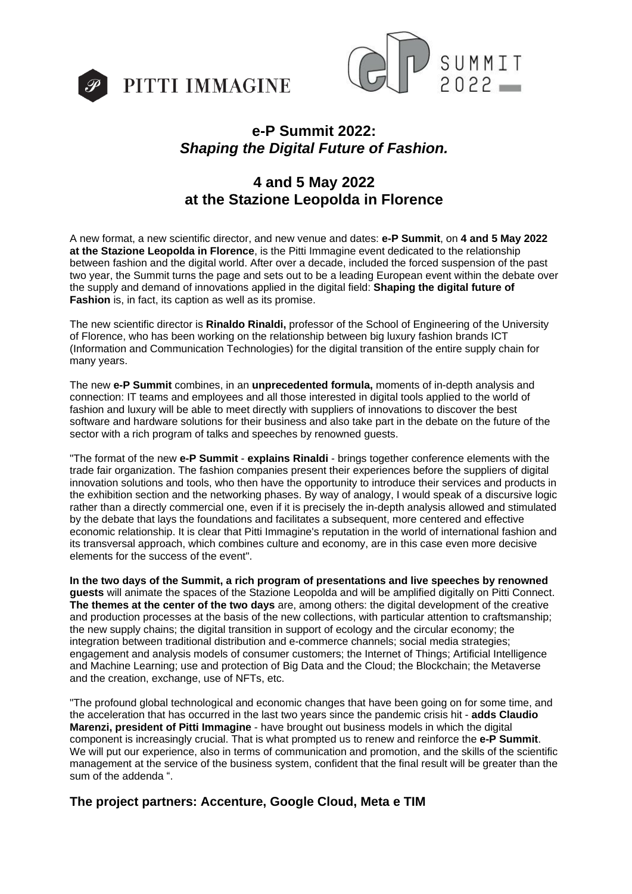PITTI IMMAGINE

e-P SUMMIT 2022

## e-P Summit 2022:
## *Shaping the Digital Future of Fashion.*

## 4 and 5 May 2022
## at the Stazione Leopolda in Florence

A new format, a new scientific director, and new venue and dates: **e-P Summit**, on **4 and 5 May 2022 at the Stazione Leopolda in Florence**, is the Pitti Immagine event dedicated to the relationship between fashion and the digital world. After over a decade, included the forced suspension of the past two year, the Summit turns the page and sets out to be a leading European event within the debate over the supply and demand of innovations applied in the digital field: **Shaping the digital future of Fashion** is, in fact, its caption as well as its promise.

The new scientific director is **Rinaldo Rinaldi,** professor of the School of Engineering of the University of Florence, who has been working on the relationship between big luxury fashion brands ICT (Information and Communication Technologies) for the digital transition of the entire supply chain for many years.

The new **e-P Summit** combines, in an **unprecedented formula,** moments of in-depth analysis and connection: IT teams and employees and all those interested in digital tools applied to the world of fashion and luxury will be able to meet directly with suppliers of innovations to discover the best software and hardware solutions for their business and also take part in the debate on the future of the sector with a rich program of talks and speeches by renowned guests.

"The format of the new **e-P Summit** - **explains Rinaldi** - brings together conference elements with the trade fair organization. The fashion companies present their experiences before the suppliers of digital innovation solutions and tools, who then have the opportunity to introduce their services and products in the exhibition section and the networking phases. By way of analogy, I would speak of a discursive logic rather than a directly commercial one, even if it is precisely the in-depth analysis allowed and stimulated by the debate that lays the foundations and facilitates a subsequent, more centered and effective economic relationship. It is clear that Pitti Immagine's reputation in the world of international fashion and its transversal approach, which combines culture and economy, are in this case even more decisive elements for the success of the event".

**In the two days of the Summit, a rich program of presentations and live speeches by renowned guests** will animate the spaces of the Stazione Leopolda and will be amplified digitally on Pitti Connect. **The themes at the center of the two days** are, among others: the digital development of the creative and production processes at the basis of the new collections, with particular attention to craftsmanship; the new supply chains; the digital transition in support of ecology and the circular economy; the integration between traditional distribution and e-commerce channels; social media strategies; engagement and analysis models of consumer customers; the Internet of Things; Artificial Intelligence and Machine Learning; use and protection of Big Data and the Cloud; the Blockchain; the Metaverse and the creation, exchange, use of NFTs, etc.

"The profound global technological and economic changes that have been going on for some time, and the acceleration that has occurred in the last two years since the pandemic crisis hit - **adds Claudio Marenzi, president of Pitti Immagine** - have brought out business models in which the digital component is increasingly crucial. That is what prompted us to renew and reinforce the **e-P Summit**. We will put our experience, also in terms of communication and promotion, and the skills of the scientific management at the service of the business system, confident that the final result will be greater than the sum of the addenda ".

### The project partners: Accenture, Google Cloud, Meta e TIM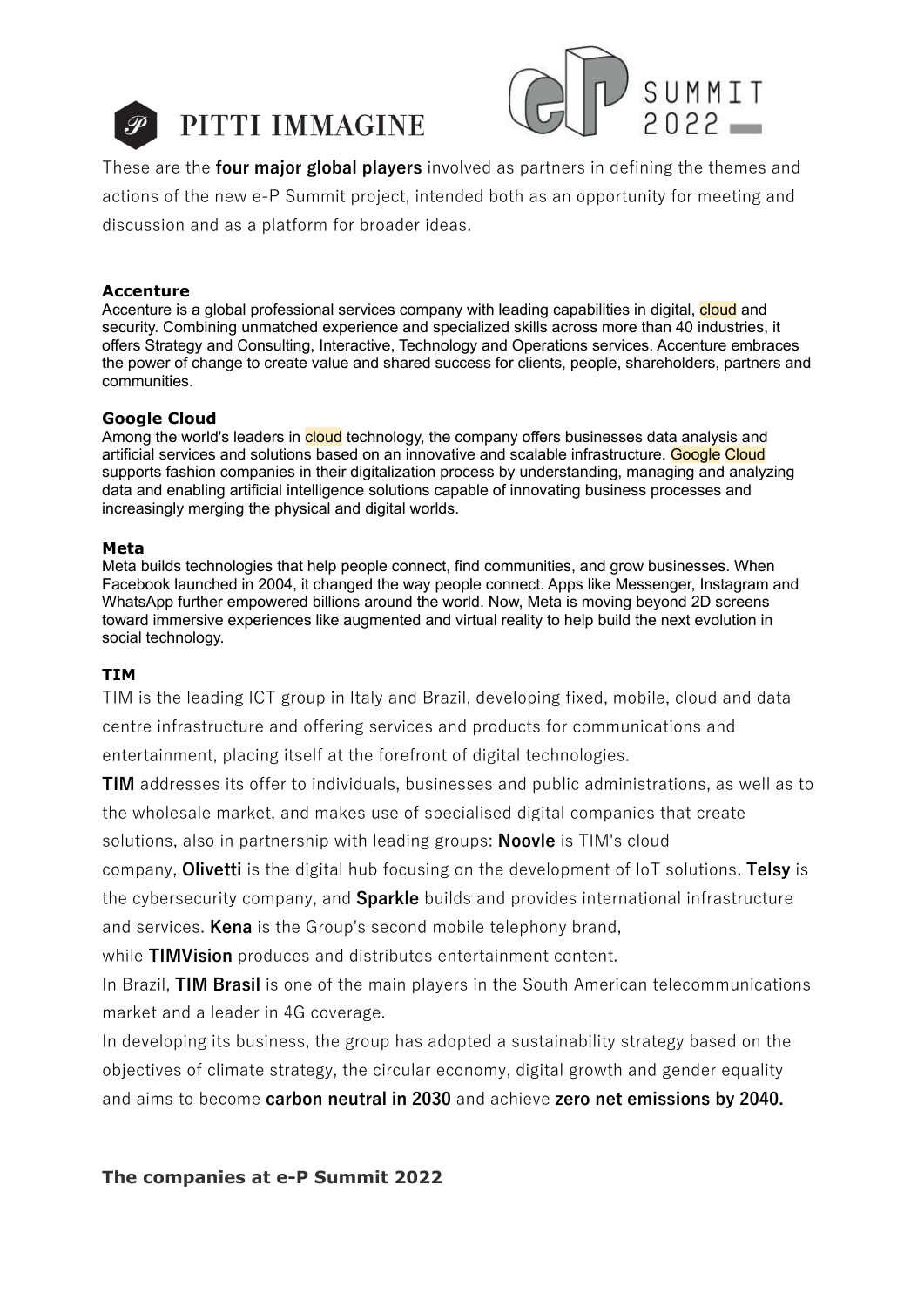These are the **four major global players** involved as partners in defining the themes and actions of the new e-P Summit project, intended both as an opportunity for meeting and discussion and as a platform for broader ideas.

**Accenture**

Accenture is a global professional services company with leading capabilities in digital, cloud and security. Combining unmatched experience and specialized skills across more than 40 industries, it offers Strategy and Consulting, Interactive, Technology and Operations services. Accenture embraces the power of change to create value and shared success for clients, people, shareholders, partners and communities.

**Google Cloud**

Among the world's leaders in cloud technology, the company offers businesses data analysis and artificial services and solutions based on an innovative and scalable infrastructure. Google Cloud supports fashion companies in their digitalization process by understanding, managing and analyzing data and enabling artificial intelligence solutions capable of innovating business processes and increasingly merging the physical and digital worlds.

**Meta**

Meta builds technologies that help people connect, find communities, and grow businesses. When Facebook launched in 2004, it changed the way people connect. Apps like Messenger, Instagram and WhatsApp further empowered billions around the world. Now, Meta is moving beyond 2D screens toward immersive experiences like augmented and virtual reality to help build the next evolution in social technology.

**TIM**

TIM is the leading ICT group in Italy and Brazil, developing fixed, mobile, cloud and data centre infrastructure and offering services and products for communications and entertainment, placing itself at the forefront of digital technologies.

**TIM** addresses its offer to individuals, businesses and public administrations, as well as to the wholesale market, and makes use of specialised digital companies that create solutions, also in partnership with leading groups: **Noovle** is TIM's cloud company, **Olivetti** is the digital hub focusing on the development of IoT solutions, **Telsy** is the cybersecurity company, and **Sparkle** builds and provides international infrastructure and services. **Kena** is the Group's second mobile telephony brand, while **TIMVision** produces and distributes entertainment content.

In Brazil, **TIM Brasil** is one of the main players in the South American telecommunications market and a leader in 4G coverage.

In developing its business, the group has adopted a sustainability strategy based on the objectives of climate strategy, the circular economy, digital growth and gender equality and aims to become **carbon neutral in 2030** and achieve **zero net emissions by 2040.**

## The companies at e-P Summit 2022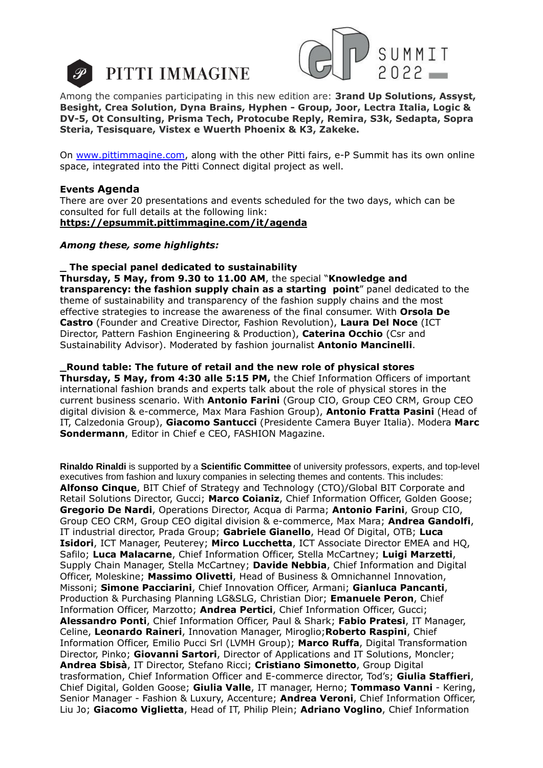Among the companies participating in this new edition are: **3rand Up Solutions, Assyst, Besight, Crea Solution, Dyna Brains, Hyphen - Group, Joor, Lectra Italia, Logic & DV-5, Ot Consulting, Prisma Tech, Protocube Reply, Remira, S3k, Sedapta, Sopra Steria, Tesisquare, Vistex e Wuerth Phoenix & K3, Zakeke.**

On [www.pittimmagine.com](http://www.pittimmagine.com), along with the other Pitti fairs, e-P Summit has its own online space, integrated into the Pitti Connect digital project as well.

**Events Agenda**

There are over 20 presentations and events scheduled for the two days, which can be consulted for full details at the following link:
**https://epsummit.pittimmagine.com/it/agenda**

***Among these, some highlights:***

**_ The special panel dedicated to sustainability**
**Thursday, 5 May, from 9.30 to 11.00 AM**, the special "**Knowledge and transparency: the fashion supply chain as a starting point**" panel dedicated to the theme of sustainability and transparency of the fashion supply chains and the most effective strategies to increase the awareness of the final consumer. With **Orsola De Castro** (Founder and Creative Director, Fashion Revolution), **Laura Del Noce** (ICT Director, Pattern Fashion Engineering & Production), **Caterina Occhio** (Csr and Sustainability Advisor). Moderated by fashion journalist **Antonio Mancinelli**.

**_Round table: The future of retail and the new role of physical stores**
**Thursday, 5 May, from 4:30 alle 5:15 PM,** the Chief Information Officers of important international fashion brands and experts talk about the role of physical stores in the current business scenario. With **Antonio Farini** (Group CIO, Group CEO CRM, Group CEO digital division & e-commerce, Max Mara Fashion Group), **Antonio Fratta Pasini** (Head of IT, Calzedonia Group), **Giacomo Santucci** (Presidente Camera Buyer Italia). Modera **Marc Sondermann**, Editor in Chief e CEO, FASHION Magazine.

**Rinaldo Rinaldi** is supported by a **Scientific Committee** of university professors, experts, and top-level executives from fashion and luxury companies in selecting themes and contents. This includes:
**Alfonso Cinque**, BIT Chief of Strategy and Technology (CTO)/Global BIT Corporate and Retail Solutions Director, Gucci; **Marco Coianiz**, Chief Information Officer, Golden Goose; **Gregorio De Nardi**, Operations Director, Acqua di Parma; **Antonio Farini**, Group CIO, Group CEO CRM, Group CEO digital division & e-commerce, Max Mara; **Andrea Gandolfi**, IT industrial director, Prada Group; **Gabriele Gianello**, Head Of Digital, OTB; **Luca Isidori**, ICT Manager, Peuterey; **Mirco Lucchetta**, ICT Associate Director EMEA and HQ, Safilo; **Luca Malacarne**, Chief Information Officer, Stella McCartney; **Luigi Marzetti**, Supply Chain Manager, Stella McCartney; **Davide Nebbia**, Chief Information and Digital Officer, Moleskine; **Massimo Olivetti**, Head of Business & Omnichannel Innovation, Missoni; **Simone Pacciarini**, Chief Innovation Officer, Armani; **Gianluca Pancanti**, Production & Purchasing Planning LG&SLG, Christian Dior; **Emanuele Peron**, Chief Information Officer, Marzotto; **Andrea Pertici**, Chief Information Officer, Gucci; **Alessandro Ponti**, Chief Information Officer, Paul & Shark; **Fabio Pratesi**, IT Manager, Celine, **Leonardo Raineri**, Innovation Manager, Miroglio;**Roberto Raspini**, Chief Information Officer, Emilio Pucci Srl (LVMH Group); **Marco Ruffa**, Digital Transformation Director, Pinko; **Giovanni Sartori**, Director of Applications and IT Solutions, Moncler; **Andrea Sbisà**, IT Director, Stefano Ricci; **Cristiano Simonetto**, Group Digital trasformation, Chief Information Officer and E-commerce director, Tod's; **Giulia Staffieri**, Chief Digital, Golden Goose; **Giulia Valle**, IT manager, Herno; **Tommaso Vanni** - Kering, Senior Manager - Fashion & Luxury, Accenture; **Andrea Veroni**, Chief Information Officer, Liu Jo; **Giacomo Viglietta**, Head of IT, Philip Plein; **Adriano Voglino**, Chief Information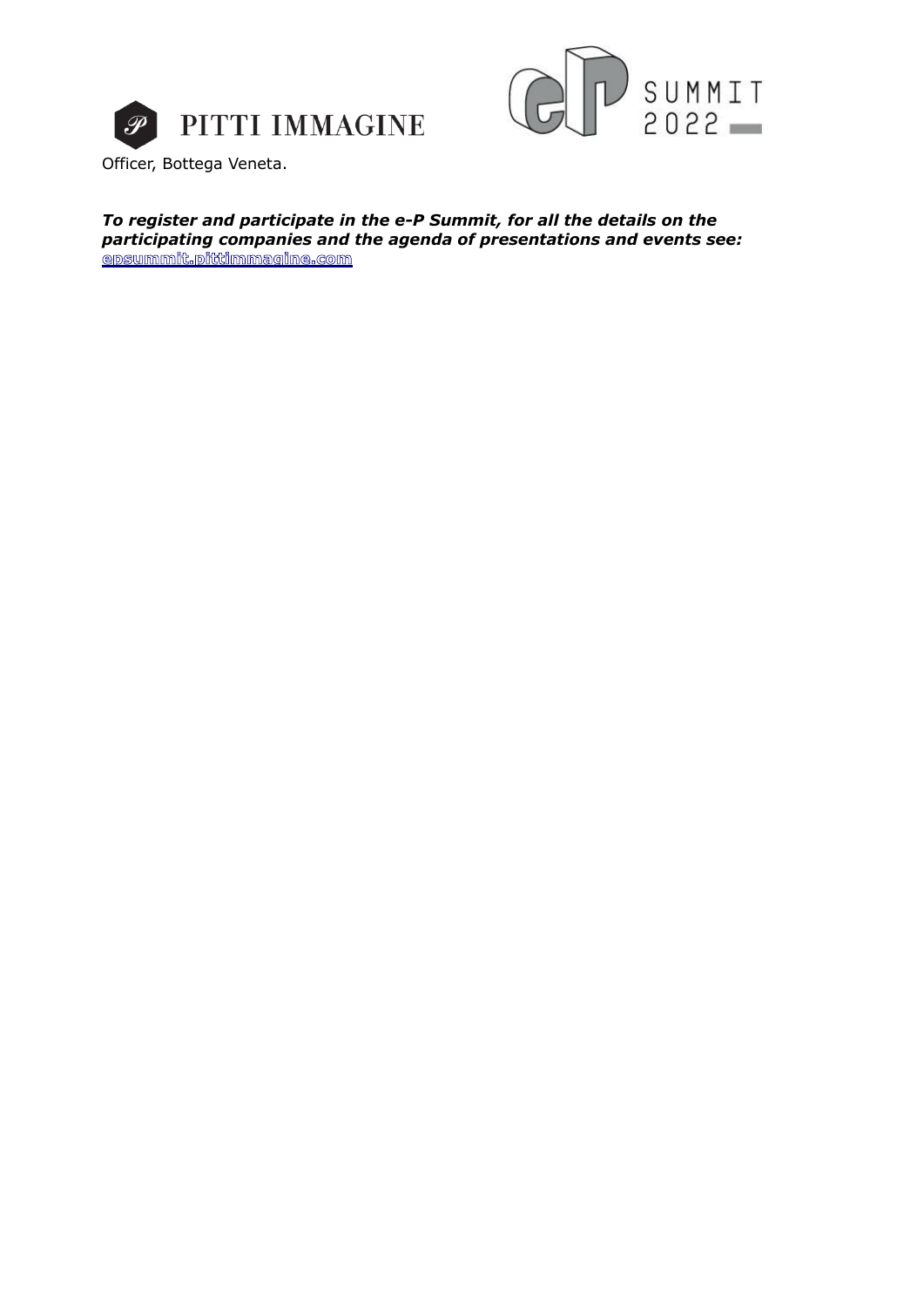Officer, Bottega Veneta.

***To register and participate in the e-P Summit, for all the details on the participating companies and the agenda of presentations and events see:***
[epsummit.pittimmagine.com](epsummit.pittimmagine.com)